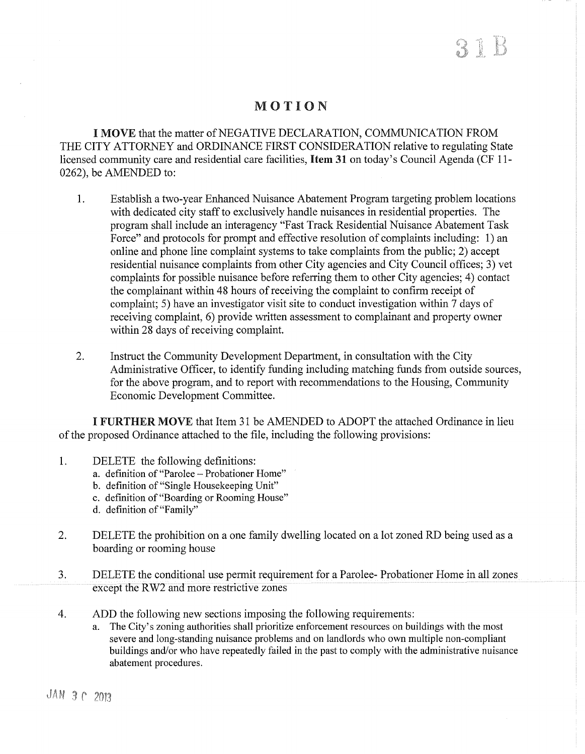31 B

# MOTION

**I MOVE** that the matter of NEGATIVE DECLARATION, COMMUNICATION FROM THE CITY ATTORNEY and ORDINANCE FIRST CONSIDERATION relative to regulating State licensed community care and residential care facilities, **Item 31** on today's Council Agenda (CF 11-0262), be AMENDED to:

1. Establish a two-year Enhanced Nuisance Abatement Program targeting problem locations with dedicated city staff to exclusively handle nuisances in residential properties. The program shall include an interagency "Fast Track Residential Nuisance Abatement Task Force" and protocols for prompt and effective resolution of complaints including: 1) an online and phone line complaint systems to take complaints from the public; 2) accept residential nuisance complaints from other City agencies and City Council offices; 3) vet complaints for possible nuisance before referring them to other City agencies; 4) contact the complainant within 48 hours of receiving the complaint to confirm receipt of complaint; 5) have an investigator visit site to conduct investigation within 7 days of receiving complaint, 6) provide written assessment to complainant and property owner within 28 days of receiving complaint.

2. Instruct the Community Development Department, in consultation with the City Administrative Officer, to identify funding including matching funds from outside sources, for the above program, and to report with recommendations to the Housing, Community Economic Development Committee.

**I FURTHER MOVE** that Item 31 be AMENDED to ADOPT the attached Ordinance in lieu of the proposed Ordinance attached to the file, including the following provisions:

1. DELETE the following definitions:
   a. definition of "Parolee – Probationer Home"
   b. definition of "Single Housekeeping Unit"
   c. definition of "Boarding or Rooming House"
   d. definition of "Family"

2. DELETE the prohibition on a one family dwelling located on a lot zoned RD being used as a boarding or rooming house

3. DELETE the conditional use permit requirement for a Parolee- Probationer Home in all zones except the RW2 and more restrictive zones

4. ADD the following new sections imposing the following requirements:
   a. The City's zoning authorities shall prioritize enforcement resources on buildings with the most severe and long-standing nuisance problems and on landlords who own multiple non-compliant buildings and/or who have repeatedly failed in the past to comply with the administrative nuisance abatement procedures.

JAN 3 0 2013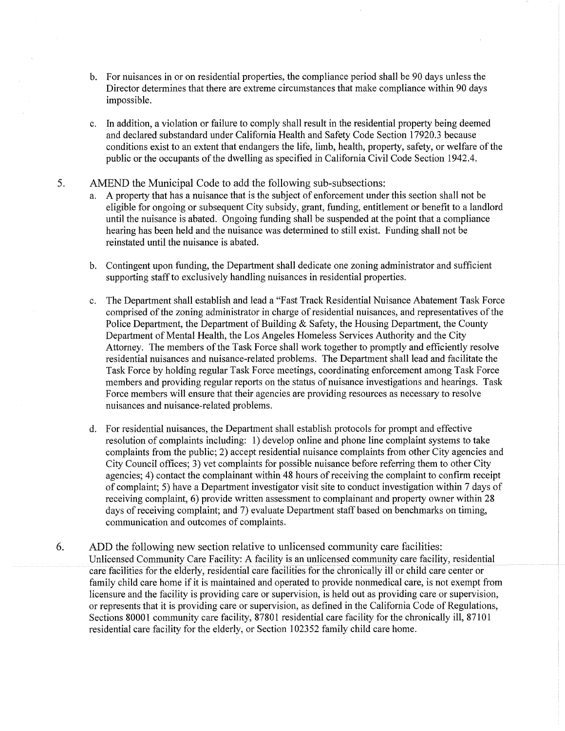b. For nuisances in or on residential properties, the compliance period shall be 90 days unless the Director determines that there are extreme circumstances that make compliance within 90 days impossible.

c. In addition, a violation or failure to comply shall result in the residential property being deemed and declared substandard under California Health and Safety Code Section 17920.3 because conditions exist to an extent that endangers the life, limb, health, property, safety, or welfare of the public or the occupants of the dwelling as specified in California Civil Code Section 1942.4.

5. AMEND the Municipal Code to add the following sub-subsections:

   a. A property that has a nuisance that is the subject of enforcement under this section shall not be eligible for ongoing or subsequent City subsidy, grant, funding, entitlement or benefit to a landlord until the nuisance is abated. Ongoing funding shall be suspended at the point that a compliance hearing has been held and the nuisance was determined to still exist. Funding shall not be reinstated until the nuisance is abated.

   b. Contingent upon funding, the Department shall dedicate one zoning administrator and sufficient supporting staff to exclusively handling nuisances in residential properties.

   c. The Department shall establish and lead a "Fast Track Residential Nuisance Abatement Task Force comprised of the zoning administrator in charge of residential nuisances, and representatives of the Police Department, the Department of Building & Safety, the Housing Department, the County Department of Mental Health, the Los Angeles Homeless Services Authority and the City Attorney. The members of the Task Force shall work together to promptly and efficiently resolve residential nuisances and nuisance-related problems. The Department shall lead and facilitate the Task Force by holding regular Task Force meetings, coordinating enforcement among Task Force members and providing regular reports on the status of nuisance investigations and hearings. Task Force members will ensure that their agencies are providing resources as necessary to resolve nuisances and nuisance-related problems.

   d. For residential nuisances, the Department shall establish protocols for prompt and effective resolution of complaints including: 1) develop online and phone line complaint systems to take complaints from the public; 2) accept residential nuisance complaints from other City agencies and City Council offices; 3) vet complaints for possible nuisance before referring them to other City agencies; 4) contact the complainant within 48 hours of receiving the complaint to confirm receipt of complaint; 5) have a Department investigator visit site to conduct investigation within 7 days of receiving complaint, 6) provide written assessment to complainant and property owner within 28 days of receiving complaint; and 7) evaluate Department staff based on benchmarks on timing, communication and outcomes of complaints.

6. ADD the following new section relative to unlicensed community care facilities:

   Unlicensed Community Care Facility: A facility is an unlicensed community care facility, residential care facilities for the elderly, residential care facilities for the chronically ill or child care center or family child care home if it is maintained and operated to provide nonmedical care, is not exempt from licensure and the facility is providing care or supervision, is held out as providing care or supervision, or represents that it is providing care or supervision, as defined in the California Code of Regulations, Sections 80001 community care facility, 87801 residential care facility for the chronically ill, 87101 residential care facility for the elderly, or Section 102352 family child care home.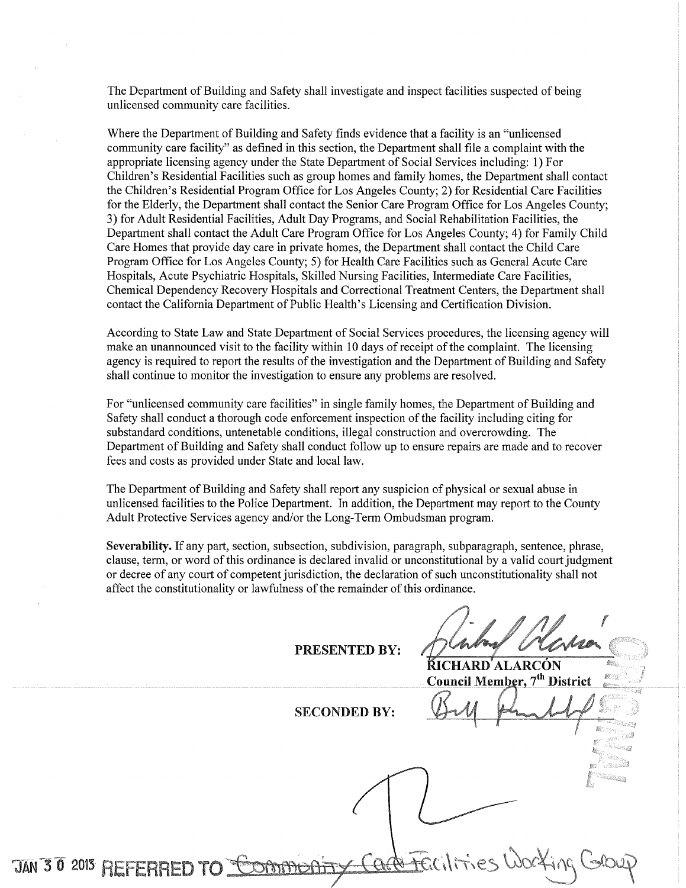The Department of Building and Safety shall investigate and inspect facilities suspected of being unlicensed community care facilities.

Where the Department of Building and Safety finds evidence that a facility is an "unlicensed community care facility" as defined in this section, the Department shall file a complaint with the appropriate licensing agency under the State Department of Social Services including: 1) For Children's Residential Facilities such as group homes and family homes, the Department shall contact the Children's Residential Program Office for Los Angeles County; 2) for Residential Care Facilities for the Elderly, the Department shall contact the Senior Care Program Office for Los Angeles County; 3) for Adult Residential Facilities, Adult Day Programs, and Social Rehabilitation Facilities, the Department shall contact the Adult Care Program Office for Los Angeles County; 4) for Family Child Care Homes that provide day care in private homes, the Department shall contact the Child Care Program Office for Los Angeles County; 5) for Health Care Facilities such as General Acute Care Hospitals, Acute Psychiatric Hospitals, Skilled Nursing Facilities, Intermediate Care Facilities, Chemical Dependency Recovery Hospitals and Correctional Treatment Centers, the Department shall contact the California Department of Public Health's Licensing and Certification Division.

According to State Law and State Department of Social Services procedures, the licensing agency will make an unannounced visit to the facility within 10 days of receipt of the complaint. The licensing agency is required to report the results of the investigation and the Department of Building and Safety shall continue to monitor the investigation to ensure any problems are resolved.

For "unlicensed community care facilities" in single family homes, the Department of Building and Safety shall conduct a thorough code enforcement inspection of the facility including citing for substandard conditions, untenetable conditions, illegal construction and overcrowding. The Department of Building and Safety shall conduct follow up to ensure repairs are made and to recover fees and costs as provided under State and local law.

The Department of Building and Safety shall report any suspicion of physical or sexual abuse in unlicensed facilities to the Police Department. In addition, the Department may report to the County Adult Protective Services agency and/or the Long-Term Ombudsman program.

**Severability.** If any part, section, subsection, subdivision, paragraph, subparagraph, sentence, phrase, clause, term, or word of this ordinance is declared invalid or unconstitutional by a valid court judgment or decree of any court of competent jurisdiction, the declaration of such unconstitutionality shall not affect the constitutionality or lawfulness of the remainder of this ordinance.

**PRESENTED BY:** [signature]
**RICHARD ALARCÓN**
**Council Member, 7th District**

**SECONDED BY:** [signature]

ORIGINAL

JAN 3 0 2013 REFERRED TO ~~Community~~ Care Facilities Working Group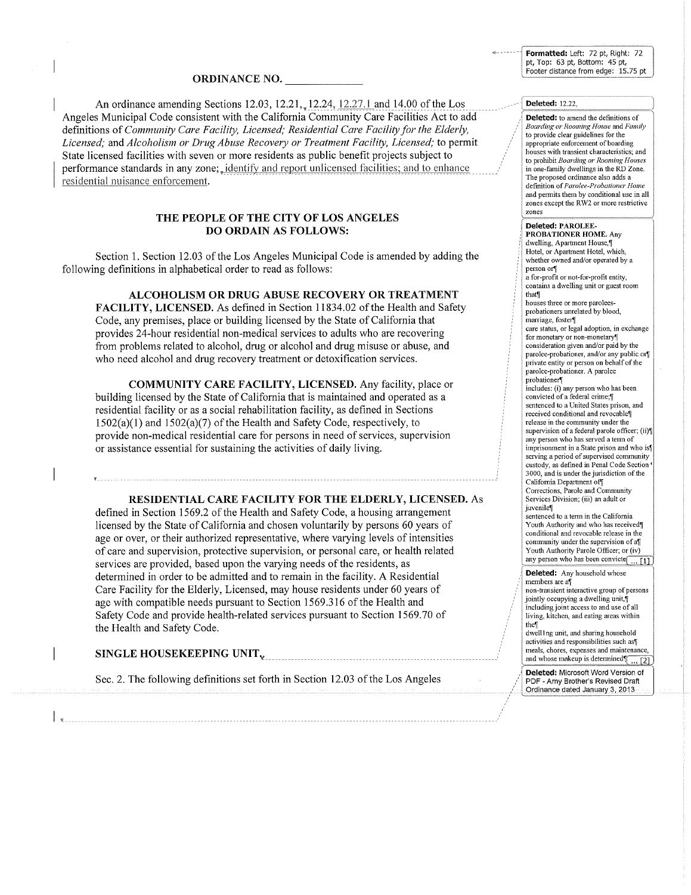## ORDINANCE NO. _____________

An ordinance amending Sections 12.03, 12.21, 12.24, 12.27.1 and 14.00 of the Los Angeles Municipal Code consistent with the California Community Care Facilities Act to add definitions of *Community Care Facility, Licensed; Residential Care Facility for the Elderly, Licensed;* and *Alcoholism or Drug Abuse Recovery or Treatment Facility, Licensed;* to permit State licensed facilities with seven or more residents as public benefit projects subject to performance standards in any zone; identify and report unlicensed facilities; and to enhance residential nuisance enforcement.

### THE PEOPLE OF THE CITY OF LOS ANGELES DO ORDAIN AS FOLLOWS:

Section 1. Section 12.03 of the Los Angeles Municipal Code is amended by adding the following definitions in alphabetical order to read as follows:

**ALCOHOLISM OR DRUG ABUSE RECOVERY OR TREATMENT FACILITY, LICENSED.** As defined in Section 11834.02 of the Health and Safety Code, any premises, place or building licensed by the State of California that provides 24-hour residential non-medical services to adults who are recovering from problems related to alcohol, drug or alcohol and drug misuse or abuse, and who need alcohol and drug recovery treatment or detoxification services.

**COMMUNITY CARE FACILITY, LICENSED.** Any facility, place or building licensed by the State of California that is maintained and operated as a residential facility or as a social rehabilitation facility, as defined in Sections 1502(a)(1) and 1502(a)(7) of the Health and Safety Code, respectively, to provide non-medical residential care for persons in need of services, supervision or assistance essential for sustaining the activities of daily living.

**RESIDENTIAL CARE FACILITY FOR THE ELDERLY, LICENSED.** As defined in Section 1569.2 of the Health and Safety Code, a housing arrangement licensed by the State of California and chosen voluntarily by persons 60 years of age or over, or their authorized representative, where varying levels of intensities of care and supervision, protective supervision, or personal care, or health related services are provided, based upon the varying needs of the residents, as determined in order to be admitted and to remain in the facility. A Residential Care Facility for the Elderly, Licensed, may house residents under 60 years of age with compatible needs pursuant to Section 1569.316 of the Health and Safety Code and provide health-related services pursuant to Section 1569.70 of the Health and Safety Code.

**SINGLE HOUSEKEEPING UNIT.**

Sec. 2. The following definitions set forth in Section 12.03 of the Los Angeles

---

Formatted: Left: 72 pt, Right: 72 pt, Top: 63 pt, Bottom: 45 pt, Footer distance from edge: 15.75 pt

Deleted: 12.22,

Deleted: to amend the definitions of *Boarding or Rooming House* and *Family* to provide clear guidelines for the appropriate enforcement of boarding houses with transient characteristics; and to prohibit *Boarding or Rooming Houses* in one-family dwellings in the RD Zone. The proposed ordinance also adds a definition of *Parolee-Probationer Home* and permits them by conditional use in all zones except the RW2 or more restrictive zones

Deleted: PAROLEE-PROBATIONER HOME. Any dwelling, Apartment House,¶ Hotel, or Apartment Hotel, which, whether owned and/or operated by a person or¶ a for-profit or not-for-profit entity, contains a dwelling unit or guest room that¶ houses three or more parolees-probationers unrelated by blood, marriage, foster¶ care status, or legal adoption, in exchange for monetary or non-monetary¶ consideration given and/or paid by the parolee-probationer, and/or any public or¶ private entity or person on behalf of the parolee-probationer. A parolee probationer¶ includes: (i) any person who has been convicted of a federal crime;¶ sentenced to a United States prison, and received conditional and revocable¶ release in the community under the supervision of a federal parole officer; (ii)¶ any person who has served a term of imprisonment in a State prison and who is¶ serving a period of supervised community custody, as defined in Penal Code Section 3000, and is under the jurisdiction of the California Department of¶ Corrections, Parole and Community Services Division; (iii) an adult or juvenile¶ sentenced to a term in the California Youth Authority and who has received¶ conditional and revocable release in the community under the supervision of a¶ Youth Authority Parole Officer; or (iv) any person who has been convicte ... [1]

Deleted: Any household whose members are a¶ non-transient interactive group of persons jointly occupying a dwelling unit,¶ including joint access to and use of all living, kitchen, and eating areas within the¶ dwelling unit, and sharing household activities and responsibilities such as¶ meals, chores, expenses and maintenance, and whose makeup is determined¶ ... [2]

Deleted: Microsoft Word Version of PDF - Amy Brother's Revised Draft Ordinance dated January 3, 2013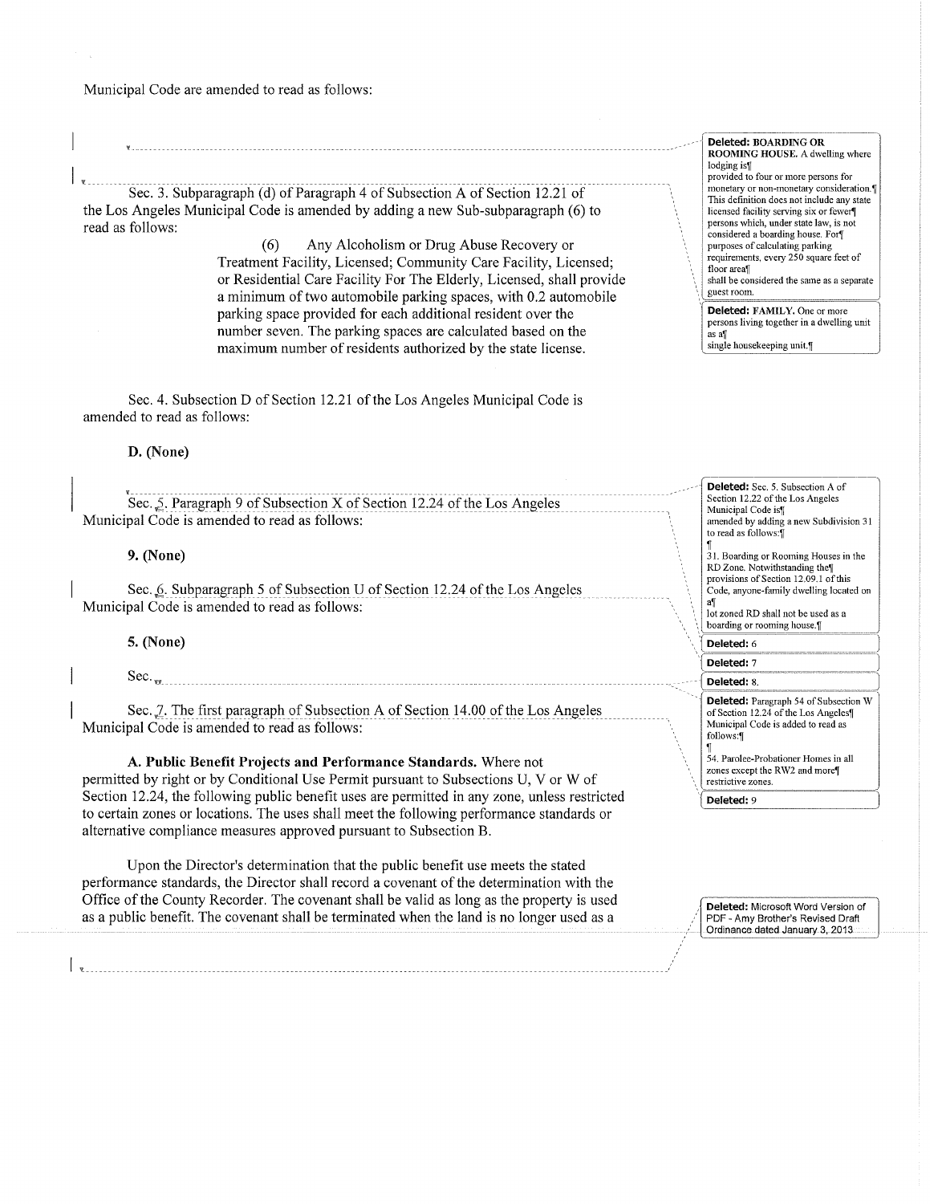Municipal Code are amended to read as follows:

Sec. 3. Subparagraph (d) of Paragraph 4 of Subsection A of Section 12.21 of the Los Angeles Municipal Code is amended by adding a new Sub-subparagraph (6) to read as follows:

> (6) Any Alcoholism or Drug Abuse Recovery or Treatment Facility, Licensed; Community Care Facility, Licensed; or Residential Care Facility For The Elderly, Licensed, shall provide a minimum of two automobile parking spaces, with 0.2 automobile parking space provided for each additional resident over the number seven. The parking spaces are calculated based on the maximum number of residents authorized by the state license.

Sec. 4. Subsection D of Section 12.21 of the Los Angeles Municipal Code is amended to read as follows:

**D. (None)**

Sec. 5. Paragraph 9 of Subsection X of Section 12.24 of the Los Angeles Municipal Code is amended to read as follows:

**9. (None)**

Sec. 6. Subparagraph 5 of Subsection U of Section 12.24 of the Los Angeles Municipal Code is amended to read as follows:

**5. (None)**

Sec.

Sec. 7. The first paragraph of Subsection A of Section 14.00 of the Los Angeles Municipal Code is amended to read as follows:

**A. Public Benefit Projects and Performance Standards.** Where not permitted by right or by Conditional Use Permit pursuant to Subsections U, V or W of Section 12.24, the following public benefit uses are permitted in any zone, unless restricted to certain zones or locations. The uses shall meet the following performance standards or alternative compliance measures approved pursuant to Subsection B.

Upon the Director's determination that the public benefit use meets the stated performance standards, the Director shall record a covenant of the determination with the Office of the County Recorder. The covenant shall be valid as long as the property is used as a public benefit. The covenant shall be terminated when the land is no longer used as a

---

**Deleted:** BOARDING OR ROOMING HOUSE. A dwelling where lodging is provided to four or more persons for monetary or non-monetary consideration. This definition does not include any state licensed facility serving six or fewer persons which, under state law, is not considered a boarding house. For purposes of calculating parking requirements, every 250 square feet of floor area shall be considered the same as a separate guest room.

**Deleted:** FAMILY. One or more persons living together in a dwelling unit as a single housekeeping unit.

**Deleted:** Sec. 5. Subsection A of Section 12.22 of the Los Angeles Municipal Code is amended by adding a new Subdivision 31 to read as follows:

31. Boarding or Rooming Houses in the RD Zone. Notwithstanding the provisions of Section 12.09.1 of this Code, anyone-family dwelling located on a lot zoned RD shall not be used as a boarding or rooming house.

**Deleted:** 6

**Deleted:** 7

**Deleted:** 8.

**Deleted:** Paragraph 54 of Subsection W of Section 12.24 of the Los Angeles Municipal Code is added to read as follows:

54. Parolee-Probationer Homes in all zones except the RW2 and more restrictive zones.

**Deleted:** 9

**Deleted:** Microsoft Word Version of PDF - Amy Brother's Revised Draft Ordinance dated January 3, 2013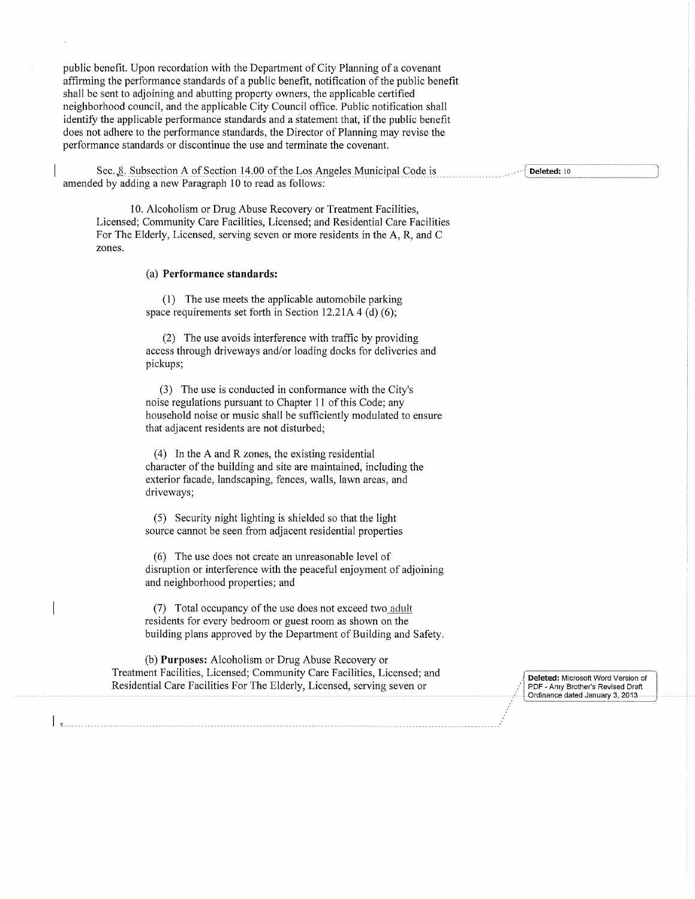public benefit. Upon recordation with the Department of City Planning of a covenant affirming the performance standards of a public benefit, notification of the public benefit shall be sent to adjoining and abutting property owners, the applicable certified neighborhood council, and the applicable City Council office. Public notification shall identify the applicable performance standards and a statement that, if the public benefit does not adhere to the performance standards, the Director of Planning may revise the performance standards or discontinue the use and terminate the covenant.

Sec. 8. Subsection A of Section 14.00 of the Los Angeles Municipal Code is amended by adding a new Paragraph 10 to read as follows:

Deleted: 10

10. Alcoholism or Drug Abuse Recovery or Treatment Facilities, Licensed; Community Care Facilities, Licensed; and Residential Care Facilities For The Elderly, Licensed, serving seven or more residents in the A, R, and C zones.

(a) **Performance standards:**

(1) The use meets the applicable automobile parking space requirements set forth in Section 12.21A 4 (d) (6);

(2) The use avoids interference with traffic by providing access through driveways and/or loading docks for deliveries and pickups;

(3) The use is conducted in conformance with the City's noise regulations pursuant to Chapter 11 of this Code; any household noise or music shall be sufficiently modulated to ensure that adjacent residents are not disturbed;

(4) In the A and R zones, the existing residential character of the building and site are maintained, including the exterior facade, landscaping, fences, walls, lawn areas, and driveways;

(5) Security night lighting is shielded so that the light source cannot be seen from adjacent residential properties

(6) The use does not create an unreasonable level of disruption or interference with the peaceful enjoyment of adjoining and neighborhood properties; and

(7) Total occupancy of the use does not exceed two adult residents for every bedroom or guest room as shown on the building plans approved by the Department of Building and Safety.

(b) **Purposes:** Alcoholism or Drug Abuse Recovery or Treatment Facilities, Licensed; Community Care Facilities, Licensed; and Residential Care Facilities For The Elderly, Licensed, serving seven or

Deleted: Microsoft Word Version of PDF - Amy Brother's Revised Draft Ordinance dated January 3, 2013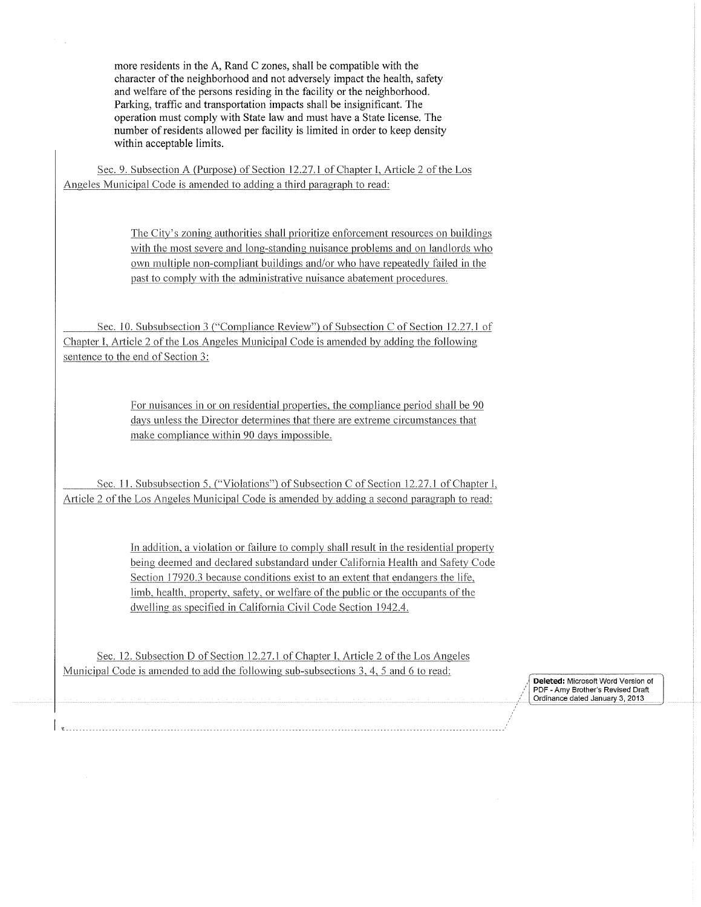more residents in the A, Rand C zones, shall be compatible with the character of the neighborhood and not adversely impact the health, safety and welfare of the persons residing in the facility or the neighborhood. Parking, traffic and transportation impacts shall be insignificant. The operation must comply with State law and must have a State license. The number of residents allowed per facility is limited in order to keep density within acceptable limits.

Sec. 9. Subsection A (Purpose) of Section 12.27.1 of Chapter I, Article 2 of the Los Angeles Municipal Code is amended to adding a third paragraph to read:

> The City's zoning authorities shall prioritize enforcement resources on buildings with the most severe and long-standing nuisance problems and on landlords who own multiple non-compliant buildings and/or who have repeatedly failed in the past to comply with the administrative nuisance abatement procedures.

Sec. 10. Subsubsection 3 ("Compliance Review") of Subsection C of Section 12.27.1 of Chapter I, Article 2 of the Los Angeles Municipal Code is amended by adding the following sentence to the end of Section 3:

> For nuisances in or on residential properties, the compliance period shall be 90 days unless the Director determines that there are extreme circumstances that make compliance within 90 days impossible.

Sec. 11. Subsubsection 5, ("Violations") of Subsection C of Section 12.27.1 of Chapter I, Article 2 of the Los Angeles Municipal Code is amended by adding a second paragraph to read:

> In addition, a violation or failure to comply shall result in the residential property being deemed and declared substandard under California Health and Safety Code Section 17920.3 because conditions exist to an extent that endangers the life, limb, health, property, safety, or welfare of the public or the occupants of the dwelling as specified in California Civil Code Section 1942.4.

Sec. 12. Subsection D of Section 12.27.1 of Chapter I, Article 2 of the Los Angeles Municipal Code is amended to add the following sub-subsections 3, 4, 5 and 6 to read:

**Deleted:** Microsoft Word Version of PDF - Amy Brother's Revised Draft Ordinance dated January 3, 2013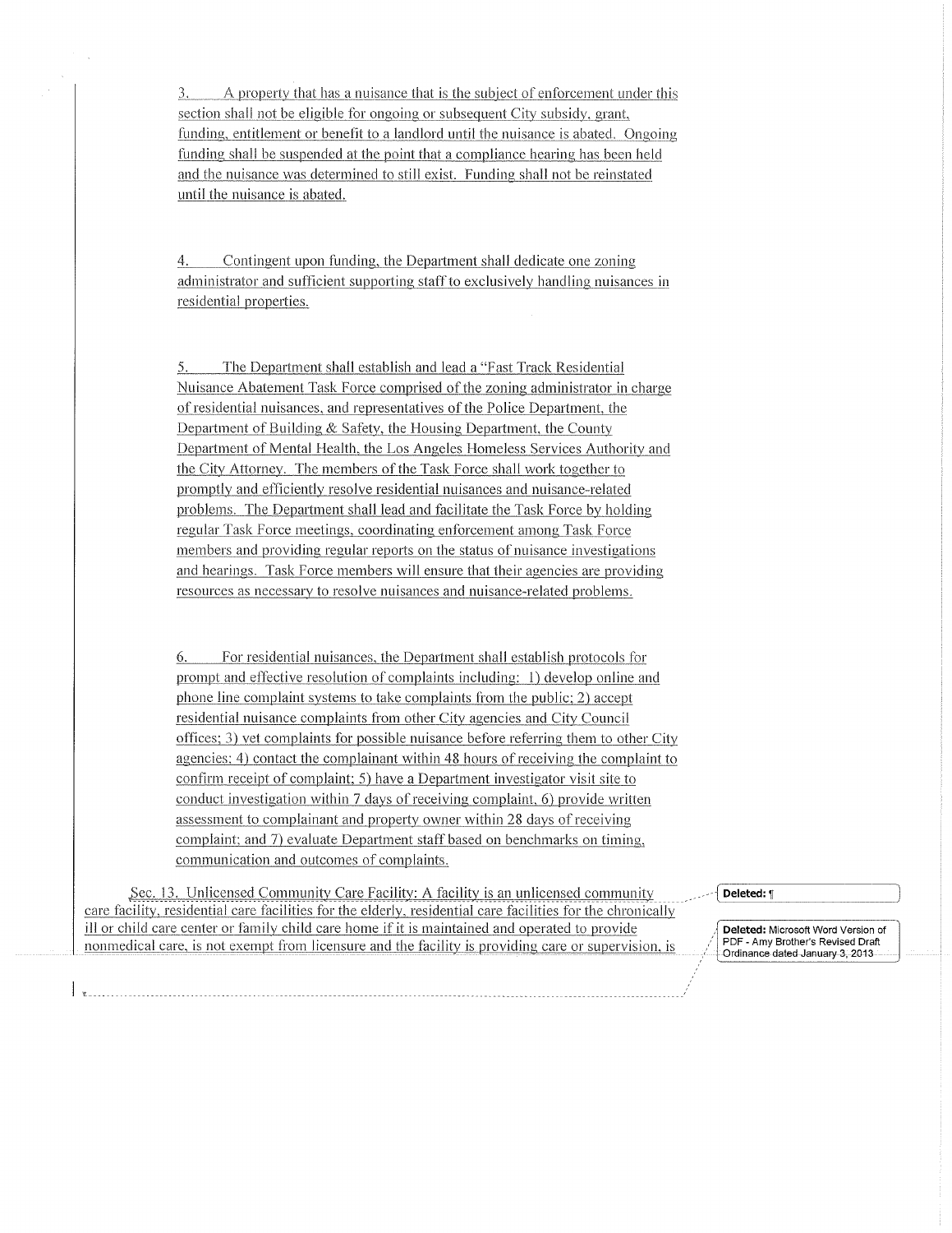3. A property that has a nuisance that is the subject of enforcement under this section shall not be eligible for ongoing or subsequent City subsidy, grant, funding, entitlement or benefit to a landlord until the nuisance is abated. Ongoing funding shall be suspended at the point that a compliance hearing has been held and the nuisance was determined to still exist. Funding shall not be reinstated until the nuisance is abated.

4. Contingent upon funding, the Department shall dedicate one zoning administrator and sufficient supporting staff to exclusively handling nuisances in residential properties.

5. The Department shall establish and lead a "Fast Track Residential Nuisance Abatement Task Force comprised of the zoning administrator in charge of residential nuisances, and representatives of the Police Department, the Department of Building & Safety, the Housing Department, the County Department of Mental Health, the Los Angeles Homeless Services Authority and the City Attorney. The members of the Task Force shall work together to promptly and efficiently resolve residential nuisances and nuisance-related problems. The Department shall lead and facilitate the Task Force by holding regular Task Force meetings, coordinating enforcement among Task Force members and providing regular reports on the status of nuisance investigations and hearings. Task Force members will ensure that their agencies are providing resources as necessary to resolve nuisances and nuisance-related problems.

6. For residential nuisances, the Department shall establish protocols for prompt and effective resolution of complaints including: 1) develop online and phone line complaint systems to take complaints from the public; 2) accept residential nuisance complaints from other City agencies and City Council offices; 3) vet complaints for possible nuisance before referring them to other City agencies; 4) contact the complainant within 48 hours of receiving the complaint to confirm receipt of complaint; 5) have a Department investigator visit site to conduct investigation within 7 days of receiving complaint, 6) provide written assessment to complainant and property owner within 28 days of receiving complaint; and 7) evaluate Department staff based on benchmarks on timing, communication and outcomes of complaints.

Sec. 13. Unlicensed Community Care Facility: A facility is an unlicensed community care facility, residential care facilities for the elderly, residential care facilities for the chronically ill or child care center or family child care home if it is maintained and operated to provide nonmedical care, is not exempt from licensure and the facility is providing care or supervision, is

Deleted: ¶

Deleted: Microsoft Word Version of PDF - Amy Brother's Revised Draft Ordinance dated January 3, 2013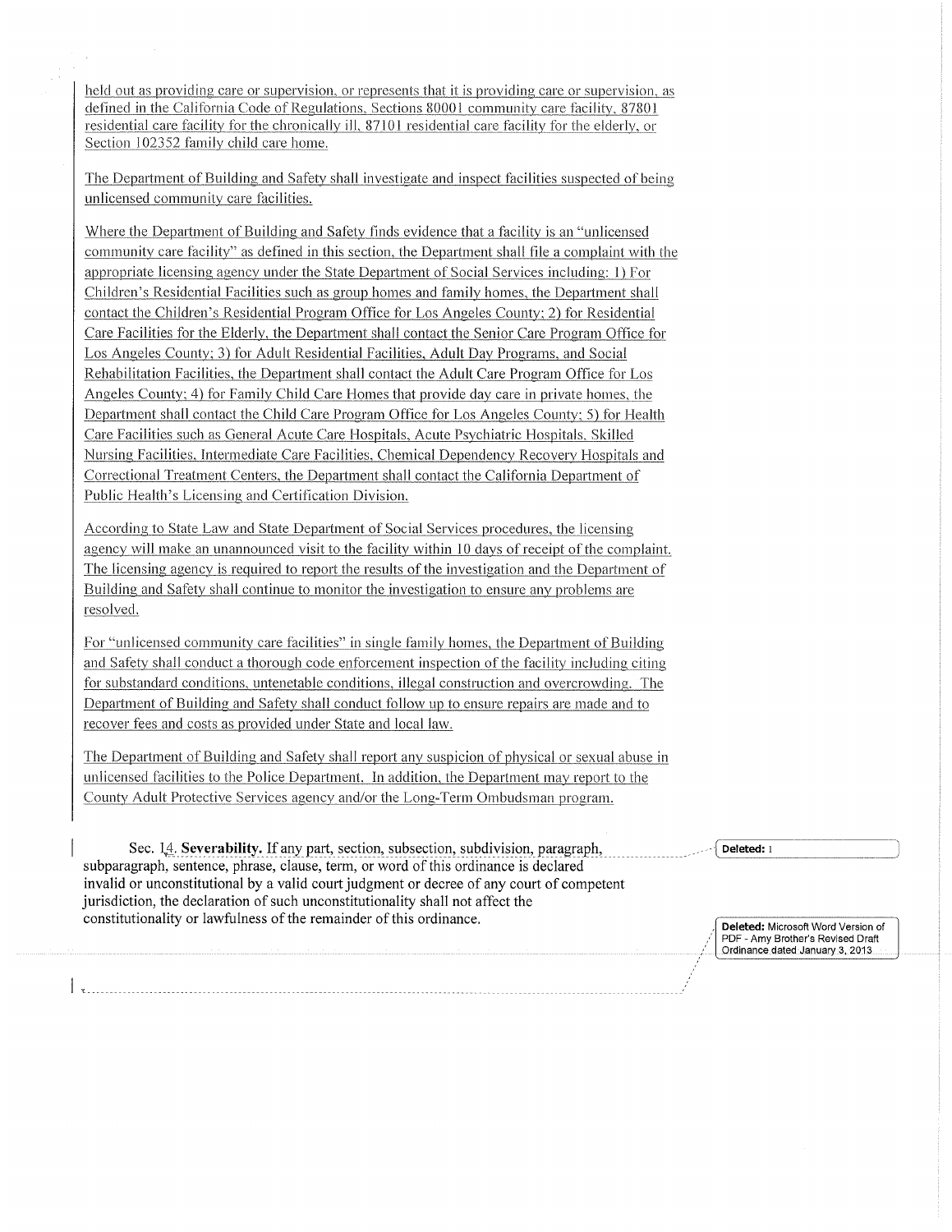held out as providing care or supervision, or represents that it is providing care or supervision, as defined in the California Code of Regulations, Sections 80001 community care facility, 87801 residential care facility for the chronically ill, 87101 residential care facility for the elderly, or Section 102352 family child care home.

The Department of Building and Safety shall investigate and inspect facilities suspected of being unlicensed community care facilities.

Where the Department of Building and Safety finds evidence that a facility is an "unlicensed community care facility" as defined in this section, the Department shall file a complaint with the appropriate licensing agency under the State Department of Social Services including: 1) For Children's Residential Facilities such as group homes and family homes, the Department shall contact the Children's Residential Program Office for Los Angeles County; 2) for Residential Care Facilities for the Elderly, the Department shall contact the Senior Care Program Office for Los Angeles County; 3) for Adult Residential Facilities, Adult Day Programs, and Social Rehabilitation Facilities, the Department shall contact the Adult Care Program Office for Los Angeles County; 4) for Family Child Care Homes that provide day care in private homes, the Department shall contact the Child Care Program Office for Los Angeles County; 5) for Health Care Facilities such as General Acute Care Hospitals, Acute Psychiatric Hospitals, Skilled Nursing Facilities, Intermediate Care Facilities, Chemical Dependency Recovery Hospitals and Correctional Treatment Centers, the Department shall contact the California Department of Public Health's Licensing and Certification Division.

According to State Law and State Department of Social Services procedures, the licensing agency will make an unannounced visit to the facility within 10 days of receipt of the complaint. The licensing agency is required to report the results of the investigation and the Department of Building and Safety shall continue to monitor the investigation to ensure any problems are resolved.

For "unlicensed community care facilities" in single family homes, the Department of Building and Safety shall conduct a thorough code enforcement inspection of the facility including citing for substandard conditions, untenetable conditions, illegal construction and overcrowding. The Department of Building and Safety shall conduct follow up to ensure repairs are made and to recover fees and costs as provided under State and local law.

The Department of Building and Safety shall report any suspicion of physical or sexual abuse in unlicensed facilities to the Police Department. In addition, the Department may report to the County Adult Protective Services agency and/or the Long-Term Ombudsman program.

Sec. 14. **Severability.** If any part, section, subsection, subdivision, paragraph, subparagraph, sentence, phrase, clause, term, or word of this ordinance is declared invalid or unconstitutional by a valid court judgment or decree of any court of competent jurisdiction, the declaration of such unconstitutionality shall not affect the constitutionality or lawfulness of the remainder of this ordinance.

**Deleted:** 1

**Deleted:** Microsoft Word Version of PDF - Amy Brother's Revised Draft Ordinance dated January 3, 2013